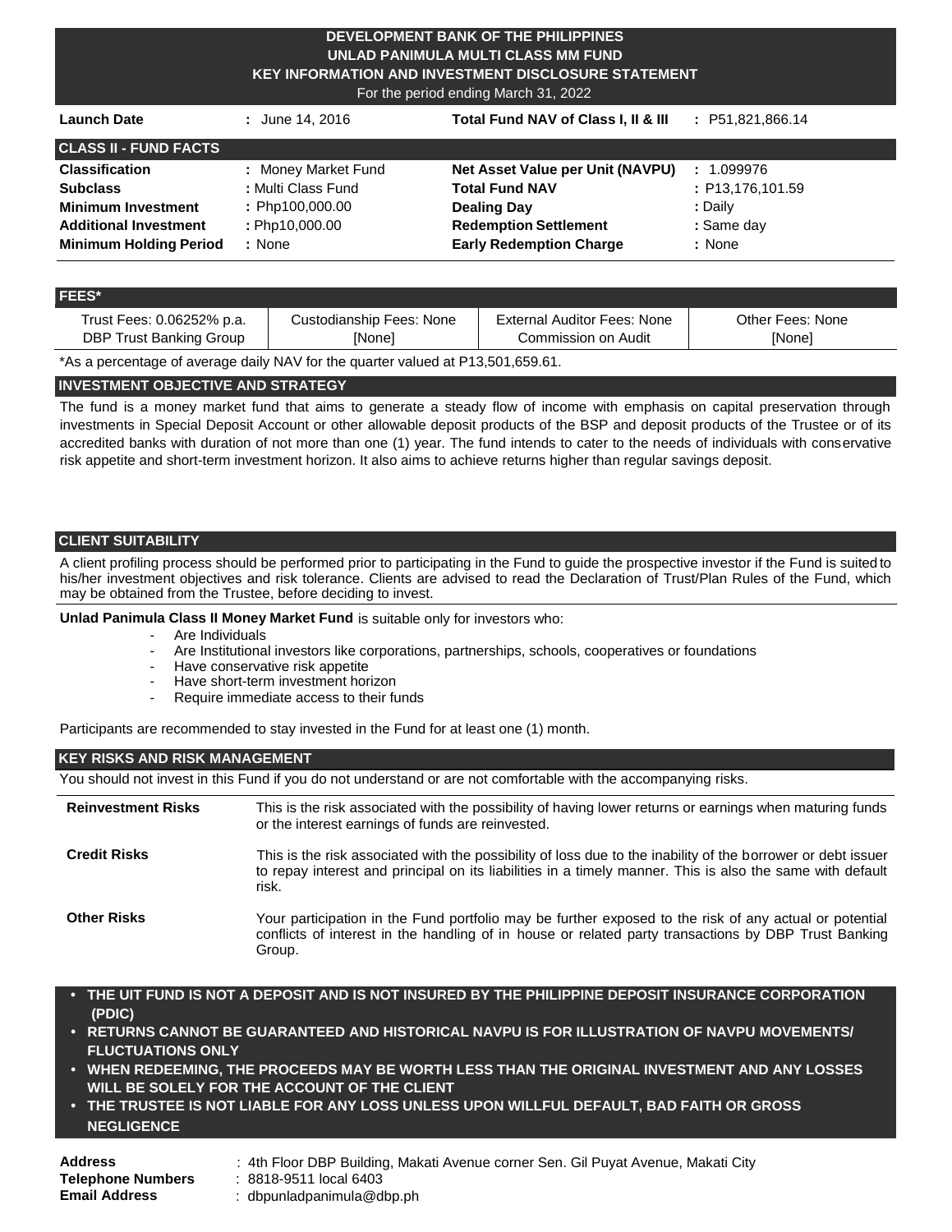# DEVELOPMENT BANK OF THE PHILIPPINES
## UNLAD PANIMULA MULTI CLASS MM FUND
## KEY INFORMATION AND INVESTMENT DISCLOSURE STATEMENT

For the period ending March 31, 2022

| | | | |
|---|---|---|---|
| **Launch Date** | : June 14, 2016 | **Total Fund NAV of Class I, II & III** | : P51,821,866.14 |

## CLASS II - FUND FACTS

| | | | |
|---|---|---|---|
| **Classification** | : Money Market Fund | **Net Asset Value per Unit (NAVPU)** | : 1.099976 |
| **Subclass** | : Multi Class Fund | **Total Fund NAV** | : P13,176,101.59 |
| **Minimum Investment** | : Php100,000.00 | **Dealing Day** | : Daily |
| **Additional Investment** | : Php10,000.00 | **Redemption Settlement** | : Same day |
| **Minimum Holding Period** | : None | **Early Redemption Charge** | : None |

## FEES*

| Trust Fees: 0.06252% p.a. | Custodianship Fees: None | External Auditor Fees: None | Other Fees: None |
|---|---|---|---|
| DBP Trust Banking Group | [None] | Commission on Audit | [None] |

*As a percentage of average daily NAV for the quarter valued at P13,501,659.61.

## INVESTMENT OBJECTIVE AND STRATEGY

The fund is a money market fund that aims to generate a steady flow of income with emphasis on capital preservation through investments in Special Deposit Account or other allowable deposit products of the BSP and deposit products of the Trustee or of its accredited banks with duration of not more than one (1) year. The fund intends to cater to the needs of individuals with conservative risk appetite and short-term investment horizon. It also aims to achieve returns higher than regular savings deposit.

## CLIENT SUITABILITY

A client profiling process should be performed prior to participating in the Fund to guide the prospective investor if the Fund is suited to his/her investment objectives and risk tolerance. Clients are advised to read the Declaration of Trust/Plan Rules of the Fund, which may be obtained from the Trustee, before deciding to invest.

**Unlad Panimula Class II Money Market Fund** is suitable only for investors who:

- Are Individuals
- Are Institutional investors like corporations, partnerships, schools, cooperatives or foundations
- Have conservative risk appetite
- Have short-term investment horizon
- Require immediate access to their funds

Participants are recommended to stay invested in the Fund for at least one (1) month.

## KEY RISKS AND RISK MANAGEMENT

You should not invest in this Fund if you do not understand or are not comfortable with the accompanying risks.

| | |
|---|---|
| **Reinvestment Risks** | This is the risk associated with the possibility of having lower returns or earnings when maturing funds or the interest earnings of funds are reinvested. |
| **Credit Risks** | This is the risk associated with the possibility of loss due to the inability of the borrower or debt issuer to repay interest and principal on its liabilities in a timely manner. This is also the same with default risk. |
| **Other Risks** | Your participation in the Fund portfolio may be further exposed to the risk of any actual or potential conflicts of interest in the handling of in house or related party transactions by DBP Trust Banking Group. |

- **THE UIT FUND IS NOT A DEPOSIT AND IS NOT INSURED BY THE PHILIPPINE DEPOSIT INSURANCE CORPORATION (PDIC)**
- **RETURNS CANNOT BE GUARANTEED AND HISTORICAL NAVPU IS FOR ILLUSTRATION OF NAVPU MOVEMENTS/ FLUCTUATIONS ONLY**
- **WHEN REDEEMING, THE PROCEEDS MAY BE WORTH LESS THAN THE ORIGINAL INVESTMENT AND ANY LOSSES WILL BE SOLELY FOR THE ACCOUNT OF THE CLIENT**
- **THE TRUSTEE IS NOT LIABLE FOR ANY LOSS UNLESS UPON WILLFUL DEFAULT, BAD FAITH OR GROSS NEGLIGENCE**

| | |
|---|---|
| **Address** | : 4th Floor DBP Building, Makati Avenue corner Sen. Gil Puyat Avenue, Makati City |
| **Telephone Numbers** | : 8818-9511 local 6403 |
| **Email Address** | : dbpunladpanimula@dbp.ph |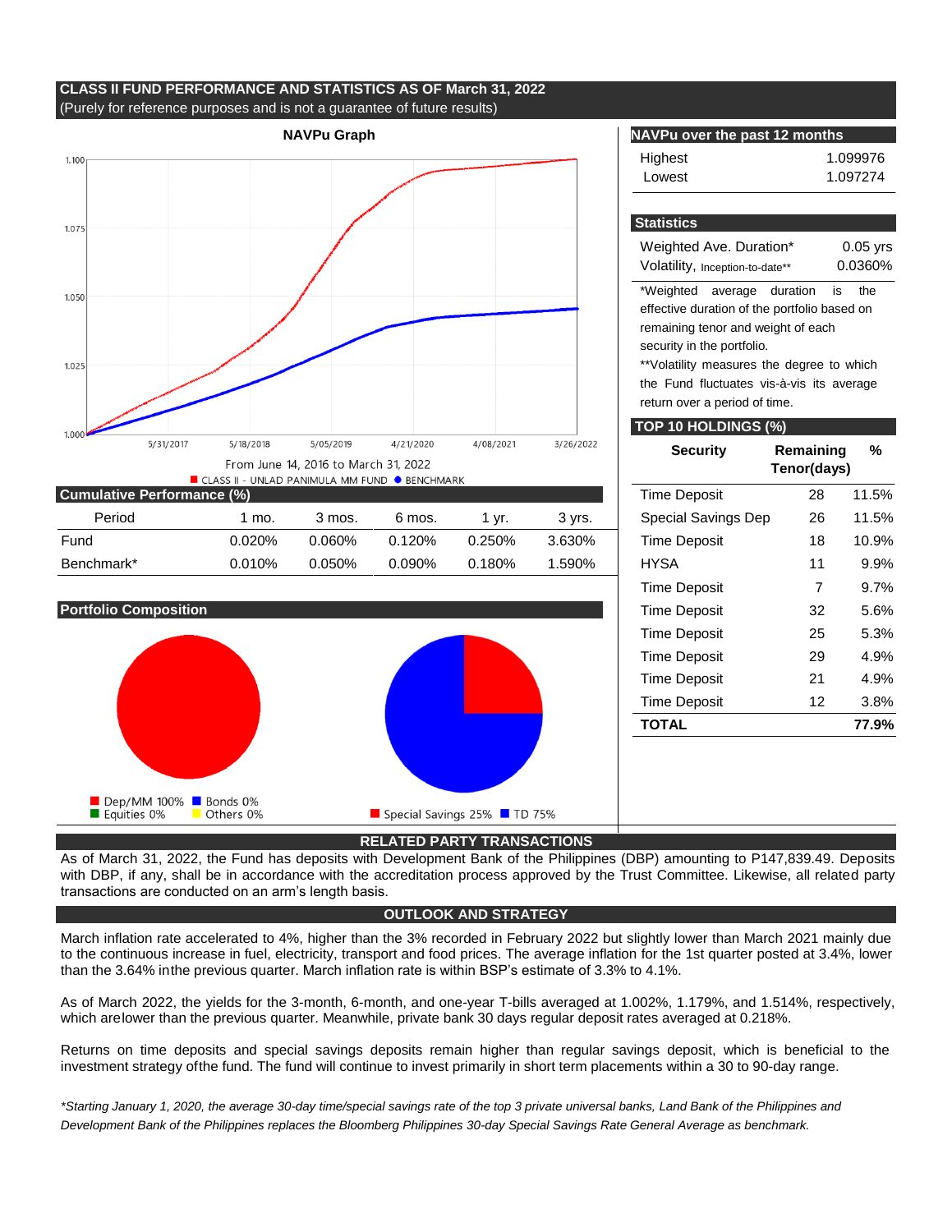## CLASS II FUND PERFORMANCE AND STATISTICS AS OF March 31, 2022

(Purely for reference purposes and is not a guarantee of future results)

**NAVPu Graph**

1.100
1.075
1.050
1.025
1.000

5/31/2017 5/18/2018 5/05/2019 4/21/2020 4/08/2021 3/26/2022

From June 14, 2016 to March 31, 2022

CLASS II - UNLAD PANIMULA MM FUND ● BENCHMARK

### Cumulative Performance (%)

| Period | 1 mo. | 3 mos. | 6 mos. | 1 yr. | 3 yrs. |
|---|---|---|---|---|---|
| Fund | 0.020% | 0.060% | 0.120% | 0.250% | 3.630% |
| Benchmark* | 0.010% | 0.050% | 0.090% | 0.180% | 1.590% |

### Portfolio Composition

Dep/MM 100% Bonds 0%
Equities 0% Others 0%

Special Savings 25% TD 75%

### NAVPu over the past 12 months

| | |
|---|---|
| Highest | 1.099976 |
| Lowest | 1.097274 |

### Statistics

| | |
|---|---|
| Weighted Ave. Duration* | 0.05 yrs |
| Volatility, Inception-to-date** | 0.0360% |

*Weighted average duration is the effective duration of the portfolio based on remaining tenor and weight of each security in the portfolio.

**Volatility measures the degree to which the Fund fluctuates vis-à-vis its average return over a period of time.

### TOP 10 HOLDINGS (%)

| Security | Remaining Tenor(days) | % |
|---|---|---|
| Time Deposit | 28 | 11.5% |
| Special Savings Dep | 26 | 11.5% |
| Time Deposit | 18 | 10.9% |
| HYSA | 11 | 9.9% |
| Time Deposit | 7 | 9.7% |
| Time Deposit | 32 | 5.6% |
| Time Deposit | 25 | 5.3% |
| Time Deposit | 29 | 4.9% |
| Time Deposit | 21 | 4.9% |
| Time Deposit | 12 | 3.8% |
| **TOTAL** | | **77.9%** |

### RELATED PARTY TRANSACTIONS

As of March 31, 2022, the Fund has deposits with Development Bank of the Philippines (DBP) amounting to P147,839.49. Deposits with DBP, if any, shall be in accordance with the accreditation process approved by the Trust Committee. Likewise, all related party transactions are conducted on an arm's length basis.

### OUTLOOK AND STRATEGY

March inflation rate accelerated to 4%, higher than the 3% recorded in February 2022 but slightly lower than March 2021 mainly due to the continuous increase in fuel, electricity, transport and food prices. The average inflation for the 1st quarter posted at 3.4%, lower than the 3.64% inthe previous quarter. March inflation rate is within BSP's estimate of 3.3% to 4.1%.

As of March 2022, the yields for the 3-month, 6-month, and one-year T-bills averaged at 1.002%, 1.179%, and 1.514%, respectively, which arelower than the previous quarter. Meanwhile, private bank 30 days regular deposit rates averaged at 0.218%.

Returns on time deposits and special savings deposits remain higher than regular savings deposit, which is beneficial to the investment strategy ofthe fund. The fund will continue to invest primarily in short term placements within a 30 to 90-day range.

*\*Starting January 1, 2020, the average 30-day time/special savings rate of the top 3 private universal banks, Land Bank of the Philippines and Development Bank of the Philippines replaces the Bloomberg Philippines 30-day Special Savings Rate General Average as benchmark.*